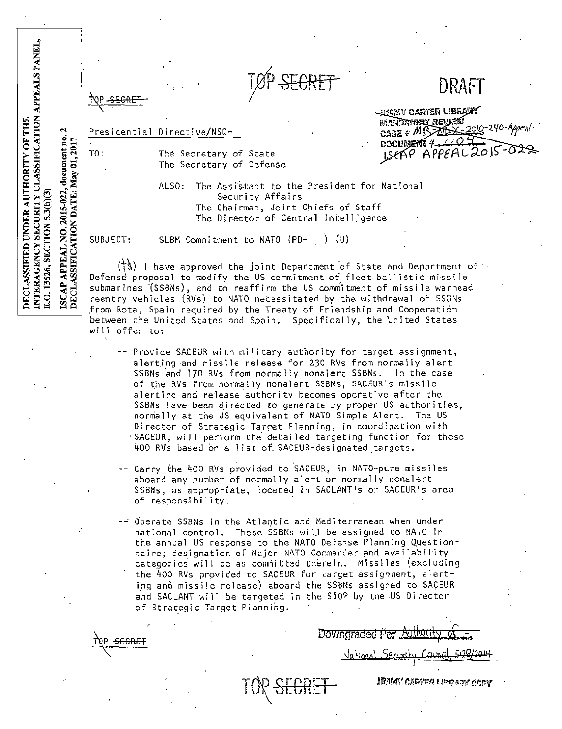DECLASSIFIED UNDER AUTHORITY OF THE INTERAGENCY SECURITY CLASSIFICATION APPEALS PANEL, E.O. 13526, SECTION 5.3(b)(3)

ISCAP APPEAL NO. 2015-022, document no. 2
DECLASSIFICATION DATE: May 01, 2017

TOP ~~SECRET~~

TOP ~~SECRET~~

DRAFT

~~JIMMY CARTER LIBRARY MANDATORY REVIEW CASE # MR-NLC-2010-240-Appeal DOCUMENT # 004~~
ISCAP APPEAL 2015-022

Presidential Directive/NSC-

TO: The Secretary of State
The Secretary of Defense

ALSO: The Assistant to the President for National Security Affairs
The Chairman, Joint Chiefs of Staff
The Director of Central Intelligence

SUBJECT: SLBM Commitment to NATO (PD- ) (U)

(~~TS~~) I have approved the joint Department of State and Department of Defense proposal to modify the US commitment of fleet ballistic missile submarines (SSBNs), and to reaffirm the US commitment of missile warhead reentry vehicles (RVs) to NATO necessitated by the withdrawal of SSBNs from Rota, Spain required by the Treaty of Friendship and Cooperation between the United States and Spain. Specifically, the United States will offer to:

-- Provide SACEUR with military authority for target assignment, alerting and missile release for 230 RVs from normally alert SSBNs and 170 RVs from normally nonalert SSBNs. In the case of the RVs from normally nonalert SSBNs, SACEUR's missile alerting and release authority becomes operative after the SSBNs have been directed to generate by proper US authorities, normally at the US equivalent of NATO Simple Alert. The US Director of Strategic Target Planning, in coordination with SACEUR, will perform the detailed targeting function for these 400 RVs based on a list of SACEUR-designated targets.

-- Carry the 400 RVs provided to SACEUR, in NATO-pure missiles aboard any number of normally alert or normally nonalert SSBNs, as appropriate, located in SACLANT's or SACEUR's area of responsibility.

-- Operate SSBNs in the Atlantic and Mediterranean when under national control. These SSBNs will be assigned to NATO in the annual US response to the NATO Defense Planning Questionnaire; designation of Major NATO Commander and availability categories will be as committed therein. Missiles (excluding the 400 RVs provided to SACEUR for target assignment, alerting and missile release) aboard the SSBNs assigned to SACEUR and SACLANT will be targeted in the SIOP by the US Director of Strategic Target Planning.

TOP ~~SECRET~~

~~Downgraded Per Authority of~~
~~National Security Council 5/29/2014~~

TOP ~~SECRET~~

JIMMY CARTER LIBRARY COPY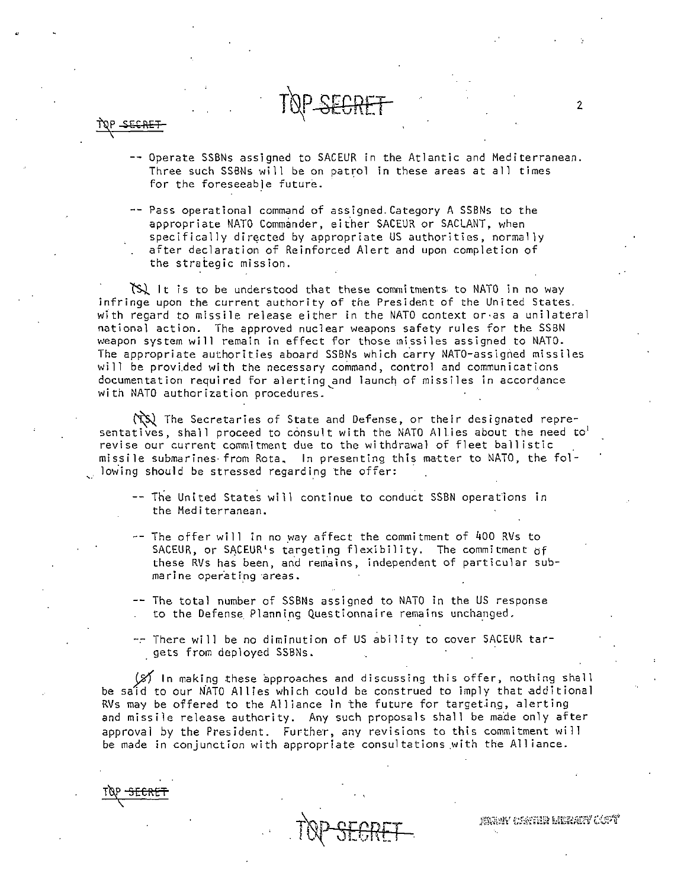-- Operate SSBNs assigned to SACEUR in the Atlantic and Mediterranean. Three such SSBNs will be on patrol in these areas at all times for the foreseeable future.

-- Pass operational command of assigned Category A SSBNs to the appropriate NATO Commander, either SACEUR or SACLANT, when specifically directed by appropriate US authorities, normally after declaration of Reinforced Alert and upon completion of the strategic mission.

(S) It is to be understood that these commitments to NATO in no way infringe upon the current authority of the President of the United States with regard to missile release either in the NATO context or as a unilateral national action. The approved nuclear weapons safety rules for the SSBN weapon system will remain in effect for those missiles assigned to NATO. The appropriate authorities aboard SSBNs which carry NATO-assigned missiles will be provided with the necessary command, control and communications documentation required for alerting and launch of missiles in accordance with NATO authorization procedures.

(TS) The Secretaries of State and Defense, or their designated representatives, shall proceed to consult with the NATO Allies about the need to revise our current commitment due to the withdrawal of fleet ballistic missile submarines from Rota. In presenting this matter to NATO, the following should be stressed regarding the offer:

-- The United States will continue to conduct SSBN operations in the Mediterranean.

-- The offer will in no way affect the commitment of 400 RVs to SACEUR, or SACEUR's targeting flexibility. The commitment of these RVs has been, and remains, independent of particular submarine operating areas.

-- The total number of SSBNs assigned to NATO in the US response to the Defense Planning Questionnaire remains unchanged.

-- There will be no diminution of US ability to cover SACEUR targets from deployed SSBNs.

(S) In making these approaches and discussing this offer, nothing shall be said to our NATO Allies which could be construed to imply that additional RVs may be offered to the Alliance in the future for targeting, alerting and missile release authority. Any such proposals shall be made only after approval by the President. Further, any revisions to this commitment will be made in conjunction with appropriate consultations with the Alliance.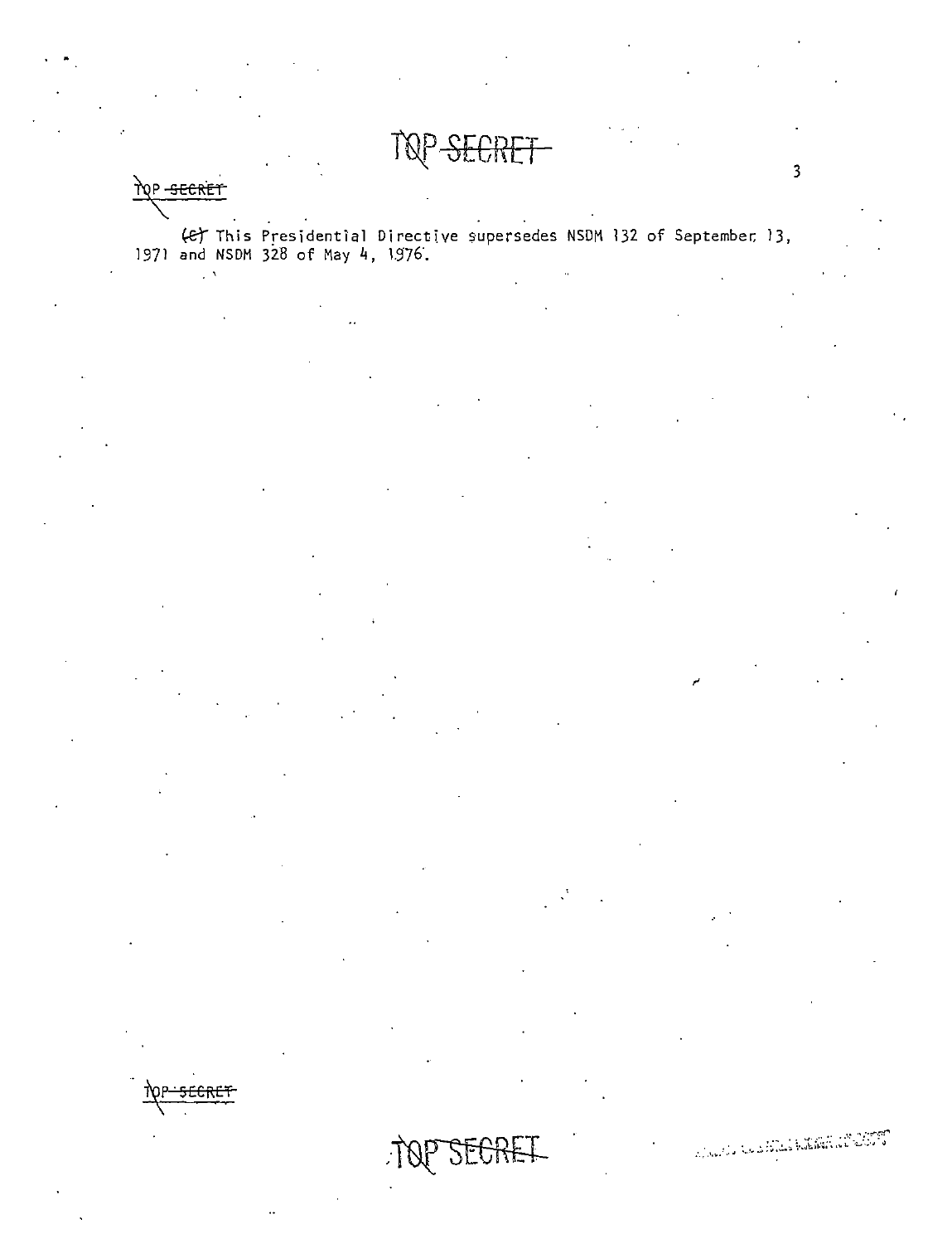~~TOP SECRET~~

~~TOP SECRET~~

~~(C)~~ This Presidential Directive supersedes NSDM 132 of September 13, 1971 and NSDM 328 of May 4, 1976.

~~TOP SECRET~~

~~TOP SECRET~~